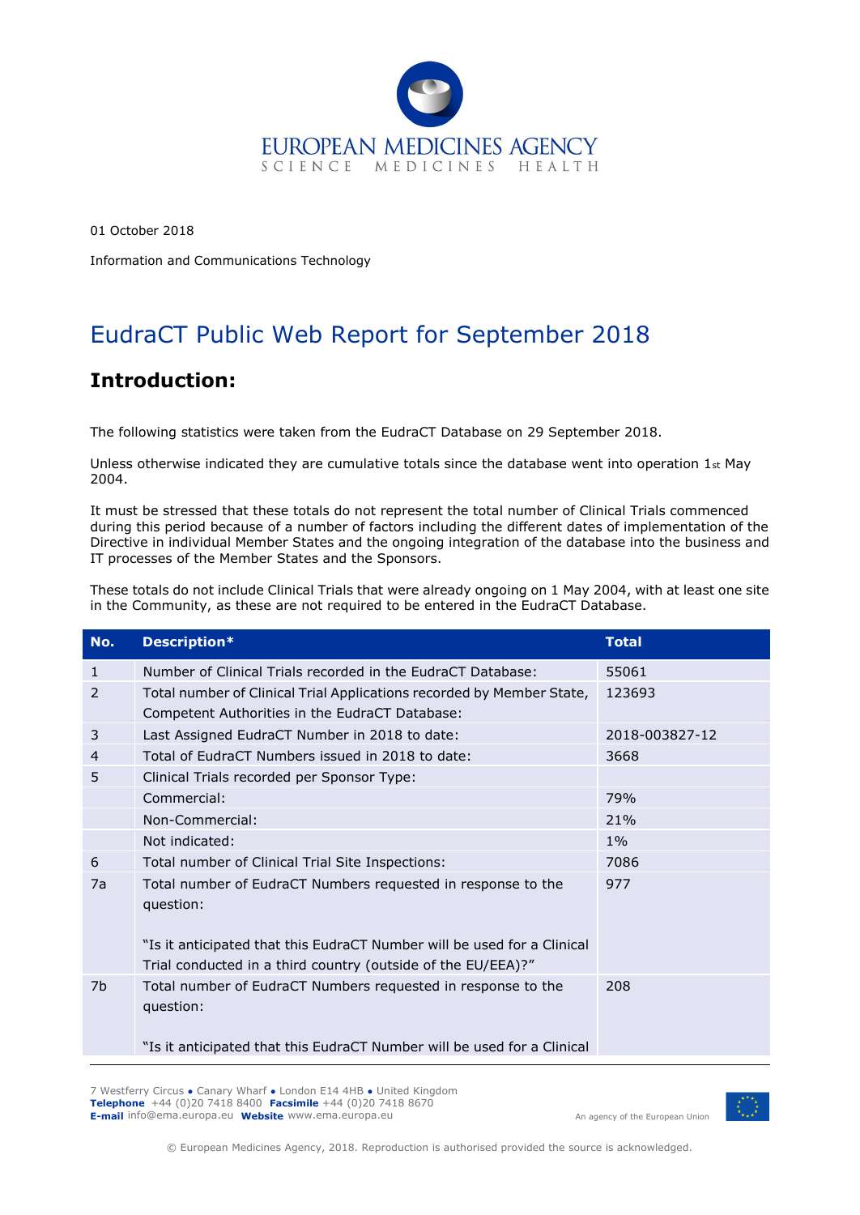01 October 2018

Information and Communications Technology

# EudraCT Public Web Report for September 2018

## Introduction:

The following statistics were taken from the EudraCT Database on 29 September 2018.

Unless otherwise indicated they are cumulative totals since the database went into operation 1st May 2004.

It must be stressed that these totals do not represent the total number of Clinical Trials commenced during this period because of a number of factors including the different dates of implementation of the Directive in individual Member States and the ongoing integration of the database into the business and IT processes of the Member States and the Sponsors.

These totals do not include Clinical Trials that were already ongoing on 1 May 2004, with at least one site in the Community, as these are not required to be entered in the EudraCT Database.

| No. | Description* | Total |
|---|---|---|
| 1 | Number of Clinical Trials recorded in the EudraCT Database: | 55061 |
| 2 | Total number of Clinical Trial Applications recorded by Member State, Competent Authorities in the EudraCT Database: | 123693 |
| 3 | Last Assigned EudraCT Number in 2018 to date: | 2018-003827-12 |
| 4 | Total of EudraCT Numbers issued in 2018 to date: | 3668 |
| 5 | Clinical Trials recorded per Sponsor Type: | |
| | Commercial: | 79% |
| | Non-Commercial: | 21% |
| | Not indicated: | 1% |
| 6 | Total number of Clinical Trial Site Inspections: | 7086 |
| 7a | Total number of EudraCT Numbers requested in response to the question: "Is it anticipated that this EudraCT Number will be used for a Clinical Trial conducted in a third country (outside of the EU/EEA)?" | 977 |
| 7b | Total number of EudraCT Numbers requested in response to the question: "Is it anticipated that this EudraCT Number will be used for a Clinical | 208 |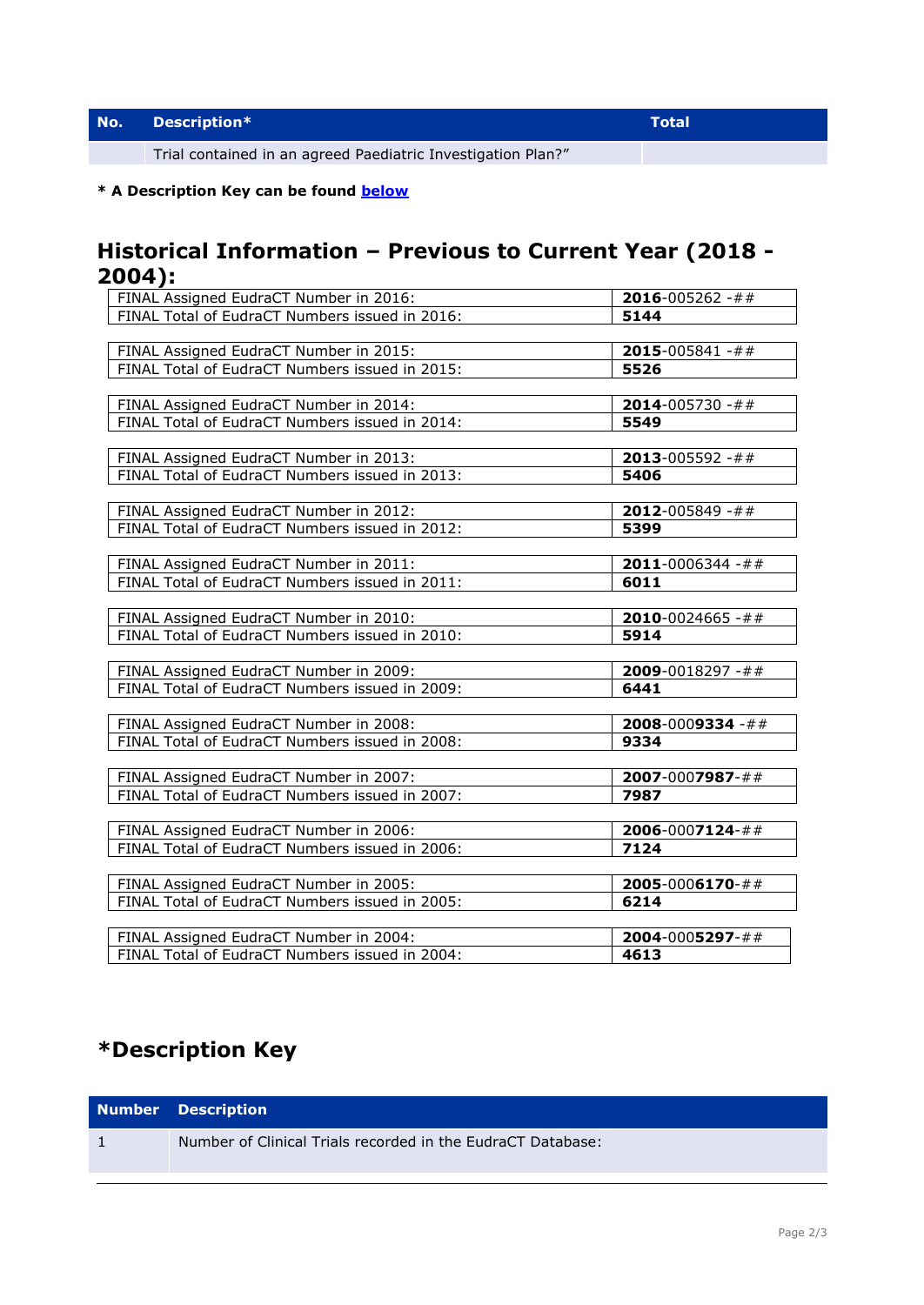| No. | Description* | Total |
|---|---|---|
| | Trial contained in an agreed Paediatric Investigation Plan?" | |

**\* A Description Key can be found below**

## Historical Information – Previous to Current Year (2018 - 2004):

| | |
|---|---|
| FINAL Assigned EudraCT Number in 2016: | **2016**-005262 -## |
| FINAL Total of EudraCT Numbers issued in 2016: | **5144** |

| | |
|---|---|
| FINAL Assigned EudraCT Number in 2015: | **2015**-005841 -## |
| FINAL Total of EudraCT Numbers issued in 2015: | **5526** |

| | |
|---|---|
| FINAL Assigned EudraCT Number in 2014: | **2014**-005730 -## |
| FINAL Total of EudraCT Numbers issued in 2014: | **5549** |

| | |
|---|---|
| FINAL Assigned EudraCT Number in 2013: | **2013**-005592 -## |
| FINAL Total of EudraCT Numbers issued in 2013: | **5406** |

| | |
|---|---|
| FINAL Assigned EudraCT Number in 2012: | **2012**-005849 -## |
| FINAL Total of EudraCT Numbers issued in 2012: | **5399** |

| | |
|---|---|
| FINAL Assigned EudraCT Number in 2011: | **2011**-0006344 -## |
| FINAL Total of EudraCT Numbers issued in 2011: | **6011** |

| | |
|---|---|
| FINAL Assigned EudraCT Number in 2010: | **2010**-0024665 -## |
| FINAL Total of EudraCT Numbers issued in 2010: | **5914** |

| | |
|---|---|
| FINAL Assigned EudraCT Number in 2009: | **2009**-0018297 -## |
| FINAL Total of EudraCT Numbers issued in 2009: | **6441** |

| | |
|---|---|
| FINAL Assigned EudraCT Number in 2008: | **2008**-000**9334** -## |
| FINAL Total of EudraCT Numbers issued in 2008: | **9334** |

| | |
|---|---|
| FINAL Assigned EudraCT Number in 2007: | **2007**-000**7987**-## |
| FINAL Total of EudraCT Numbers issued in 2007: | **7987** |

| | |
|---|---|
| FINAL Assigned EudraCT Number in 2006: | **2006**-000**7124**-## |
| FINAL Total of EudraCT Numbers issued in 2006: | **7124** |

| | |
|---|---|
| FINAL Assigned EudraCT Number in 2005: | **2005**-000**6170**-## |
| FINAL Total of EudraCT Numbers issued in 2005: | **6214** |

| | |
|---|---|
| FINAL Assigned EudraCT Number in 2004: | **2004**-000**5297**-## |
| FINAL Total of EudraCT Numbers issued in 2004: | **4613** |

## *Description Key

| Number | Description |
|---|---|
| 1 | Number of Clinical Trials recorded in the EudraCT Database: |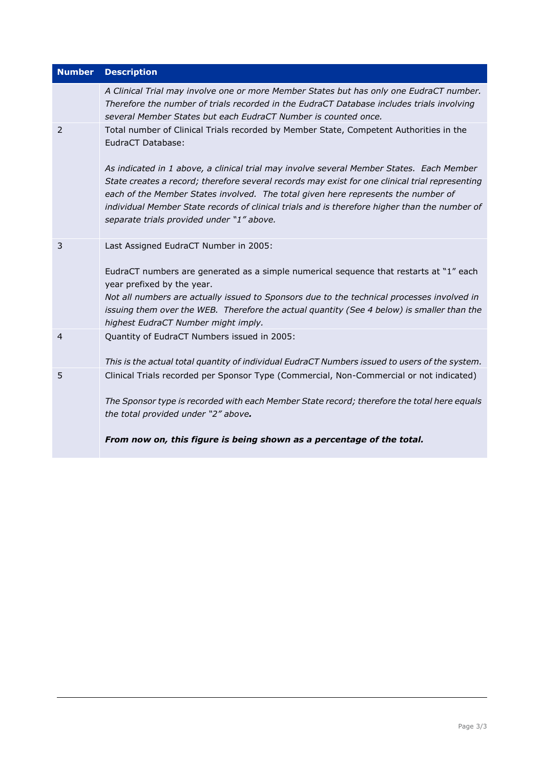| Number | Description |
|---|---|
| | *A Clinical Trial may involve one or more Member States but has only one EudraCT number. Therefore the number of trials recorded in the EudraCT Database includes trials involving several Member States but each EudraCT Number is counted once.* |
| 2 | Total number of Clinical Trials recorded by Member State, Competent Authorities in the EudraCT Database:<br><br>*As indicated in 1 above, a clinical trial may involve several Member States. Each Member State creates a record; therefore several records may exist for one clinical trial representing each of the Member States involved. The total given here represents the number of individual Member State records of clinical trials and is therefore higher than the number of separate trials provided under "1" above.* |
| 3 | Last Assigned EudraCT Number in 2005:<br><br>EudraCT numbers are generated as a simple numerical sequence that restarts at "1" each year prefixed by the year.<br>*Not all numbers are actually issued to Sponsors due to the technical processes involved in issuing them over the WEB. Therefore the actual quantity (See 4 below) is smaller than the highest EudraCT Number might imply.* |
| 4 | Quantity of EudraCT Numbers issued in 2005:<br><br>*This is the actual total quantity of individual EudraCT Numbers issued to users of the system.* |
| 5 | Clinical Trials recorded per Sponsor Type (Commercial, Non-Commercial or not indicated)<br><br>*The Sponsor type is recorded with each Member State record; therefore the total here equals the total provided under "2" above.*<br><br>***From now on, this figure is being shown as a percentage of the total.*** |